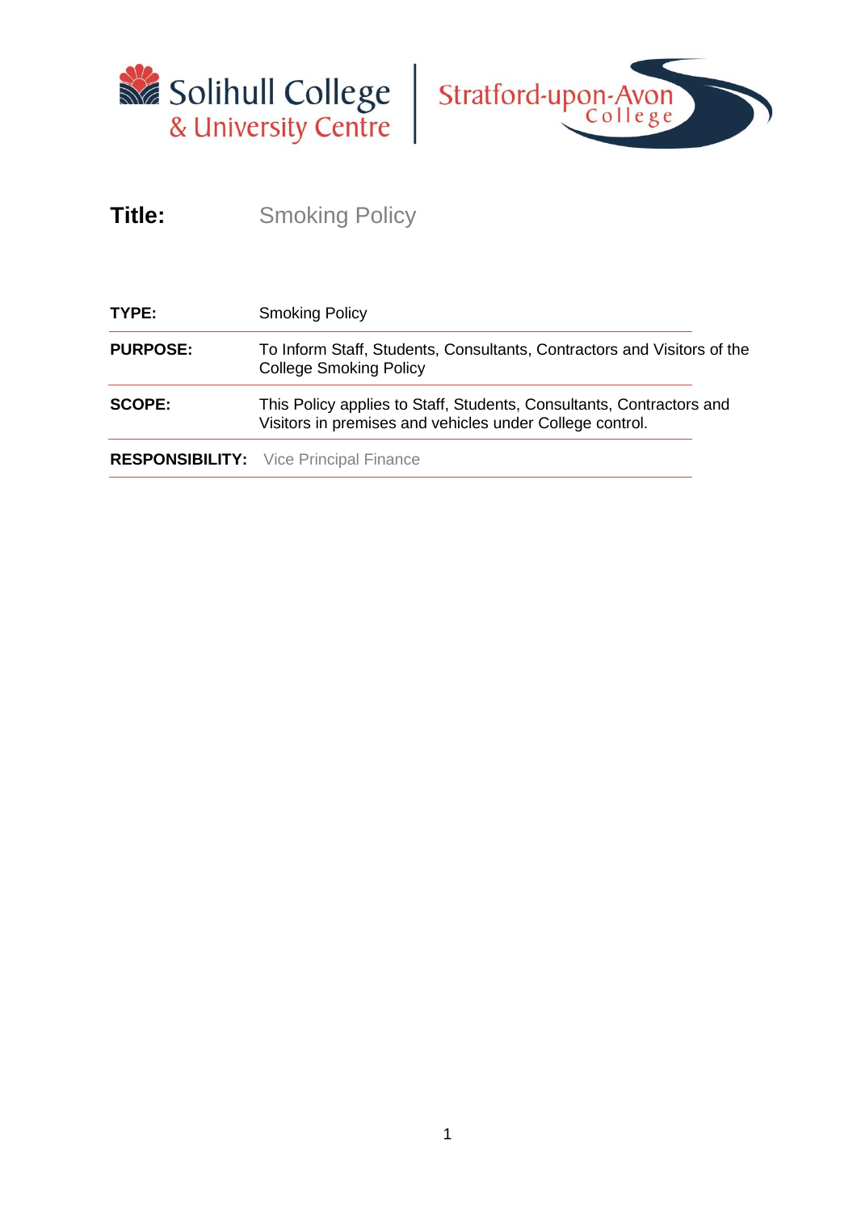Solihull College & University Centre | Stratford-upon-Avon College

**Title:** Smoking Policy

| | |
|---|---|
| **TYPE:** | Smoking Policy |
| **PURPOSE:** | To Inform Staff, Students, Consultants, Contractors and Visitors of the College Smoking Policy |
| **SCOPE:** | This Policy applies to Staff, Students, Consultants, Contractors and Visitors in premises and vehicles under College control. |
| **RESPONSIBILITY:** | Vice Principal Finance |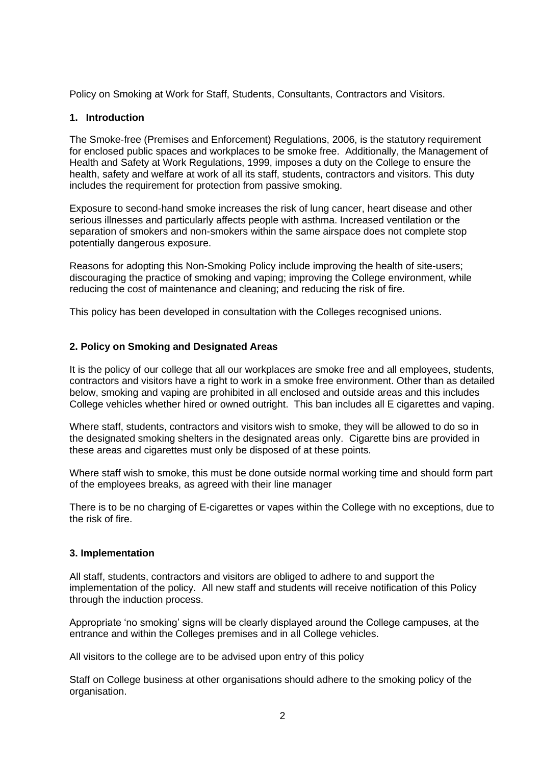Policy on Smoking at Work for Staff, Students, Consultants, Contractors and Visitors.

## 1. Introduction

The Smoke-free (Premises and Enforcement) Regulations, 2006, is the statutory requirement for enclosed public spaces and workplaces to be smoke free. Additionally, the Management of Health and Safety at Work Regulations, 1999, imposes a duty on the College to ensure the health, safety and welfare at work of all its staff, students, contractors and visitors. This duty includes the requirement for protection from passive smoking.

Exposure to second-hand smoke increases the risk of lung cancer, heart disease and other serious illnesses and particularly affects people with asthma. Increased ventilation or the separation of smokers and non-smokers within the same airspace does not complete stop potentially dangerous exposure.

Reasons for adopting this Non-Smoking Policy include improving the health of site-users; discouraging the practice of smoking and vaping; improving the College environment, while reducing the cost of maintenance and cleaning; and reducing the risk of fire.

This policy has been developed in consultation with the Colleges recognised unions.

## 2. Policy on Smoking and Designated Areas

It is the policy of our college that all our workplaces are smoke free and all employees, students, contractors and visitors have a right to work in a smoke free environment. Other than as detailed below, smoking and vaping are prohibited in all enclosed and outside areas and this includes College vehicles whether hired or owned outright. This ban includes all E cigarettes and vaping.

Where staff, students, contractors and visitors wish to smoke, they will be allowed to do so in the designated smoking shelters in the designated areas only. Cigarette bins are provided in these areas and cigarettes must only be disposed of at these points.

Where staff wish to smoke, this must be done outside normal working time and should form part of the employees breaks, as agreed with their line manager

There is to be no charging of E-cigarettes or vapes within the College with no exceptions, due to the risk of fire.

## 3. Implementation

All staff, students, contractors and visitors are obliged to adhere to and support the implementation of the policy. All new staff and students will receive notification of this Policy through the induction process.

Appropriate 'no smoking' signs will be clearly displayed around the College campuses, at the entrance and within the Colleges premises and in all College vehicles.

All visitors to the college are to be advised upon entry of this policy

Staff on College business at other organisations should adhere to the smoking policy of the organisation.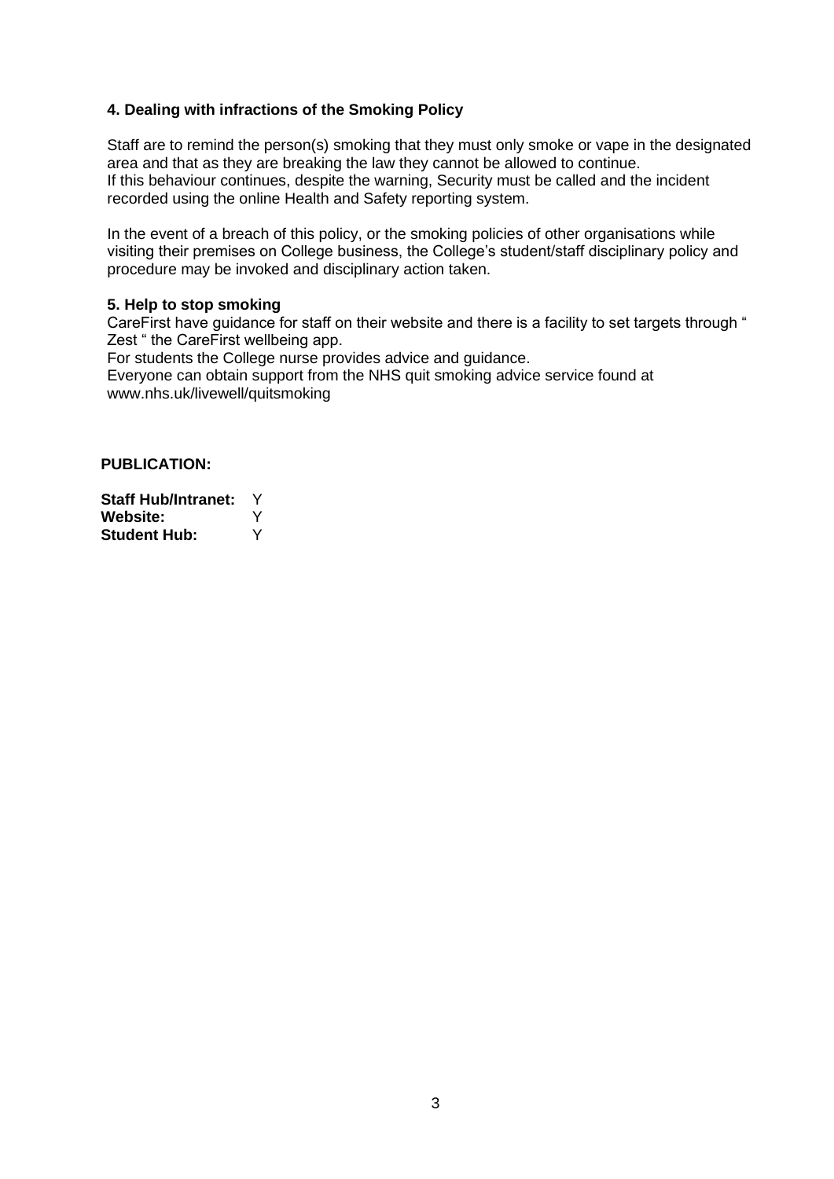### 4. Dealing with infractions of the Smoking Policy

Staff are to remind the person(s) smoking that they must only smoke or vape in the designated area and that as they are breaking the law they cannot be allowed to continue.
If this behaviour continues, despite the warning, Security must be called and the incident recorded using the online Health and Safety reporting system.

In the event of a breach of this policy, or the smoking policies of other organisations while visiting their premises on College business, the College's student/staff disciplinary policy and procedure may be invoked and disciplinary action taken.

### 5. Help to stop smoking

CareFirst have guidance for staff on their website and there is a facility to set targets through " Zest " the CareFirst wellbeing app.
For students the College nurse provides advice and guidance.
Everyone can obtain support from the NHS quit smoking advice service found at www.nhs.uk/livewell/quitsmoking

**PUBLICATION:**

**Staff Hub/Intranet:** Y
**Website:** Y
**Student Hub:** Y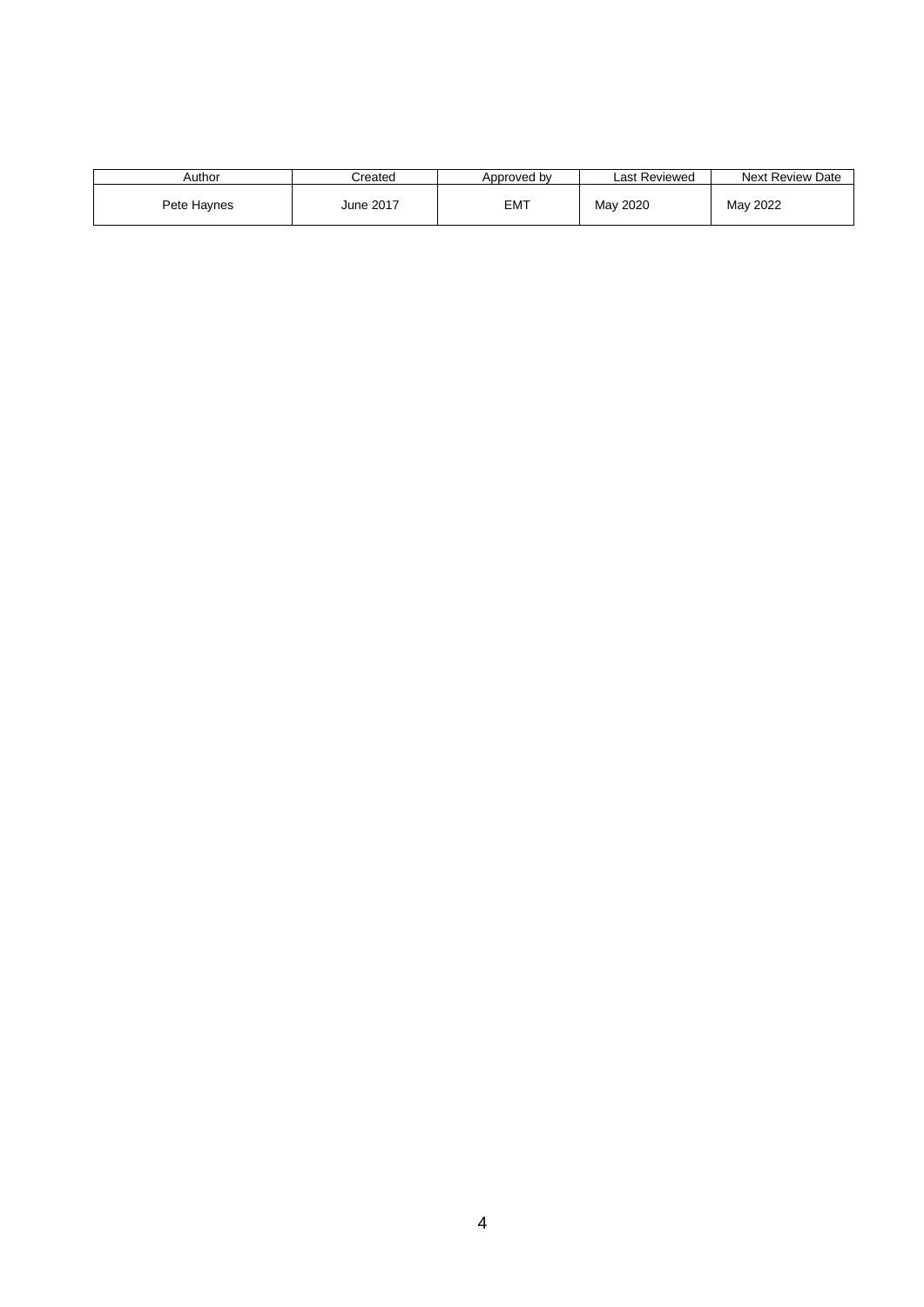| Author | Created | Approved by | Last Reviewed | Next Review Date |
| --- | --- | --- | --- | --- |
| Pete Haynes | June 2017 | EMT | May 2020 | May 2022 |